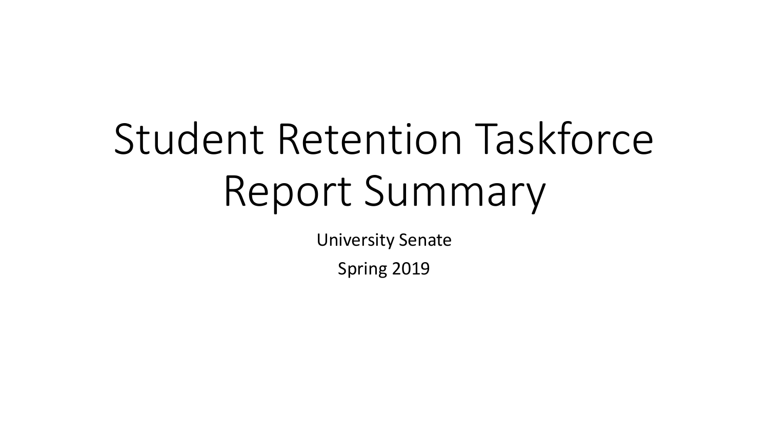# Student Retention Taskforce Report Summary

University Senate

Spring 2019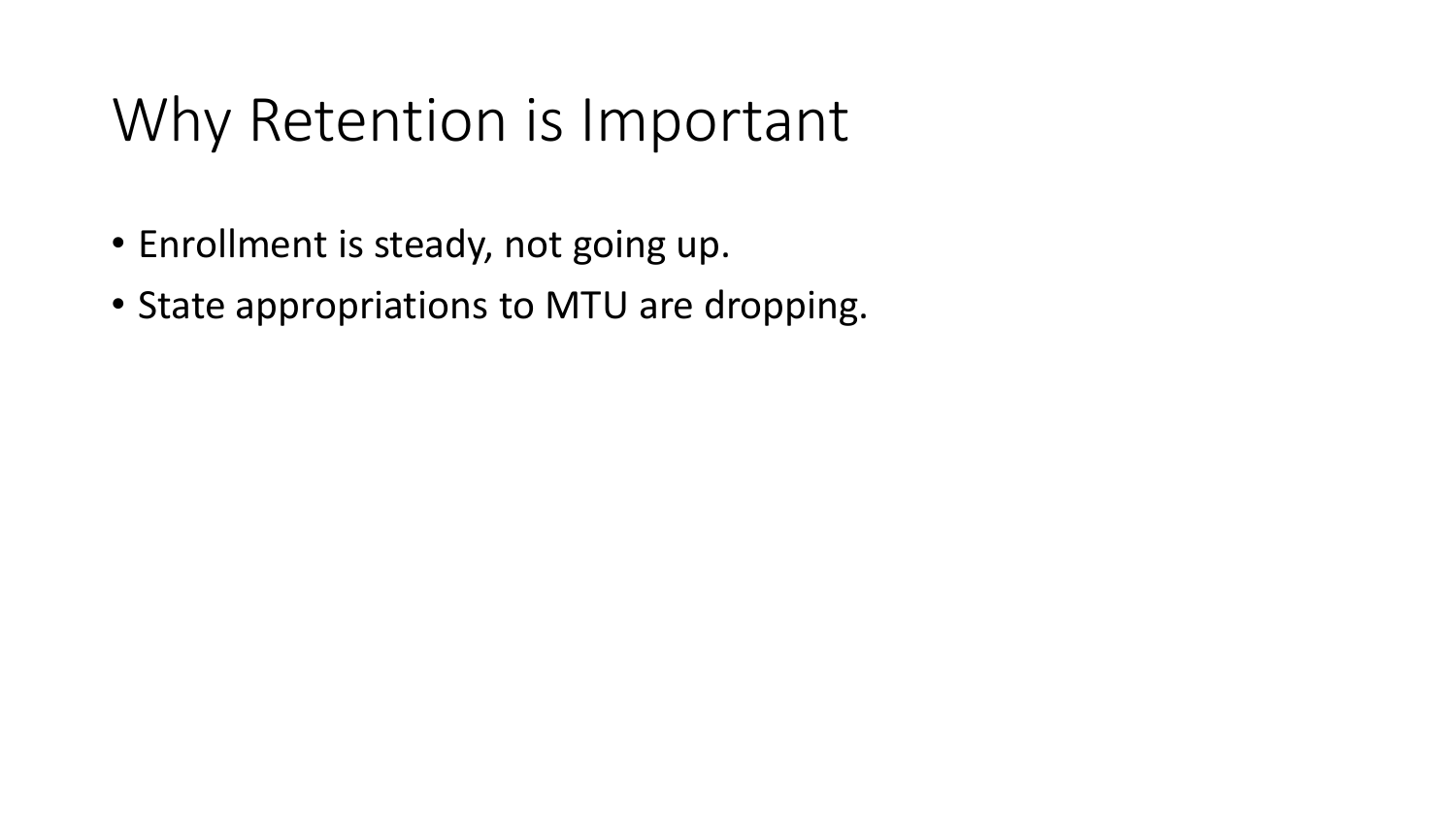# Why Retention is Important

- Enrollment is steady, not going up.
- State appropriations to MTU are dropping.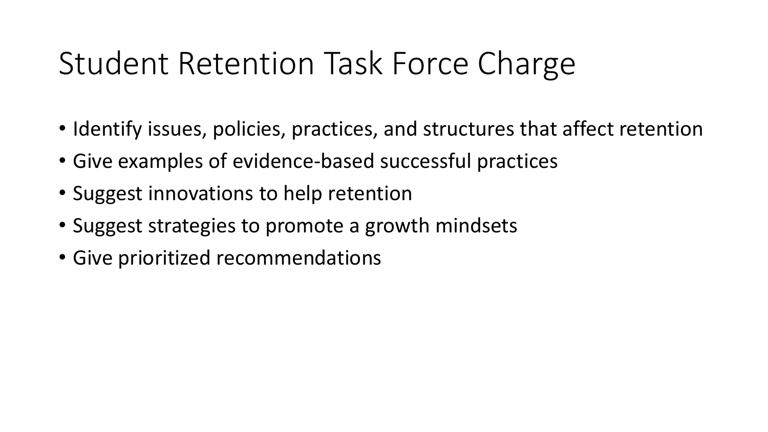# Student Retention Task Force Charge

- Identify issues, policies, practices, and structures that affect retention
- Give examples of evidence-based successful practices
- Suggest innovations to help retention
- Suggest strategies to promote a growth mindsets
- Give prioritized recommendations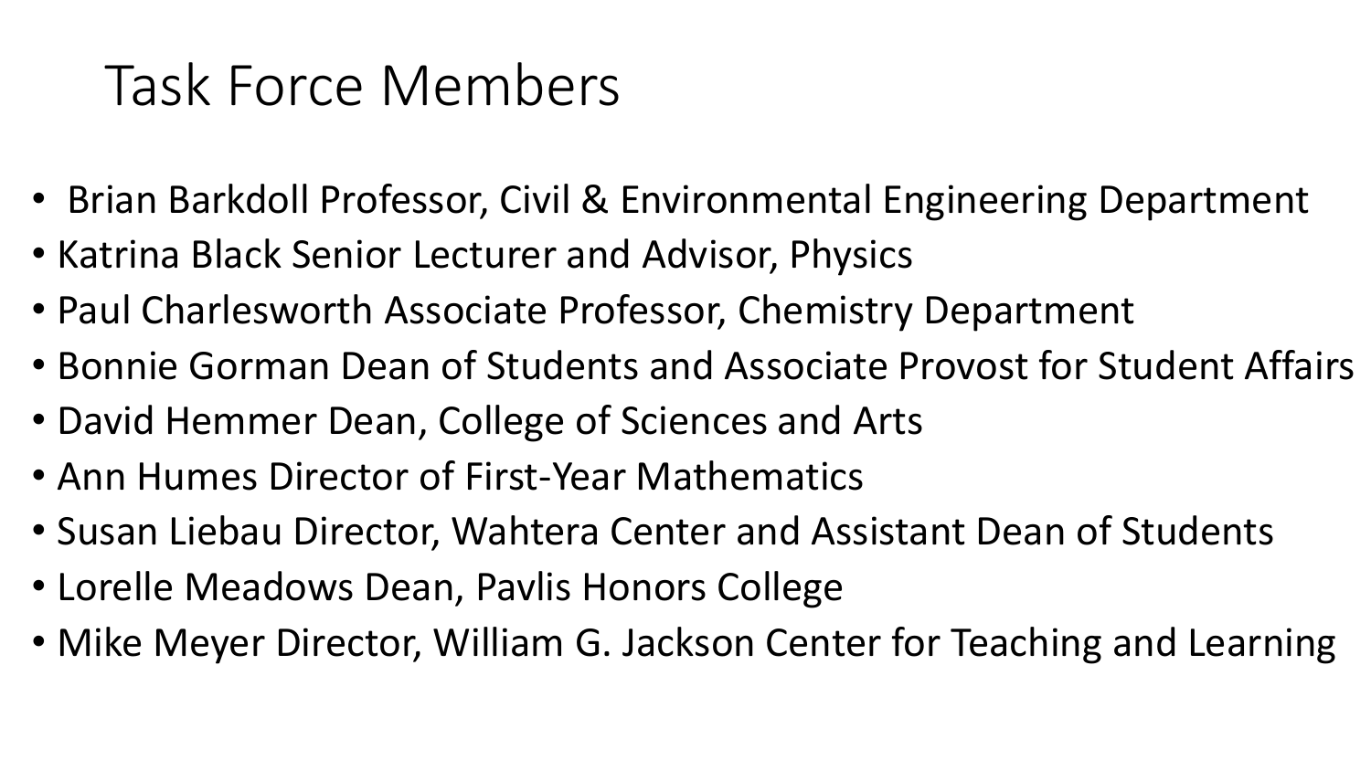# Task Force Members

- Brian Barkdoll Professor, Civil & Environmental Engineering Department
- Katrina Black Senior Lecturer and Advisor, Physics
- Paul Charlesworth Associate Professor, Chemistry Department
- Bonnie Gorman Dean of Students and Associate Provost for Student Affairs
- David Hemmer Dean, College of Sciences and Arts
- Ann Humes Director of First-Year Mathematics
- Susan Liebau Director, Wahtera Center and Assistant Dean of Students
- Lorelle Meadows Dean, Pavlis Honors College
- Mike Meyer Director, William G. Jackson Center for Teaching and Learning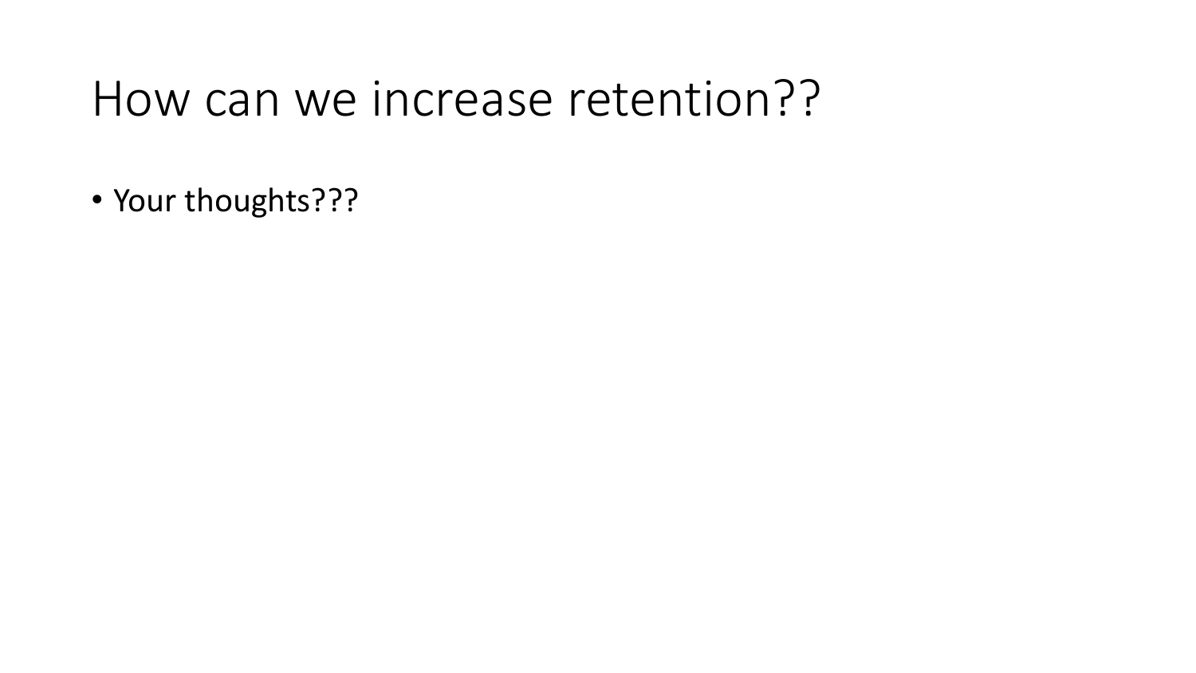# How can we increase retention??

- Your thoughts???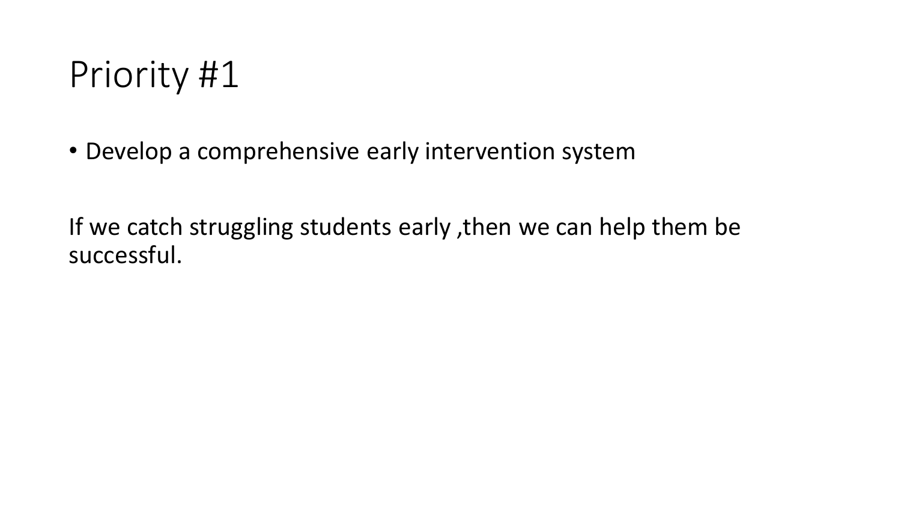# Priority #1

- Develop a comprehensive early intervention system

If we catch struggling students early ,then we can help them be successful.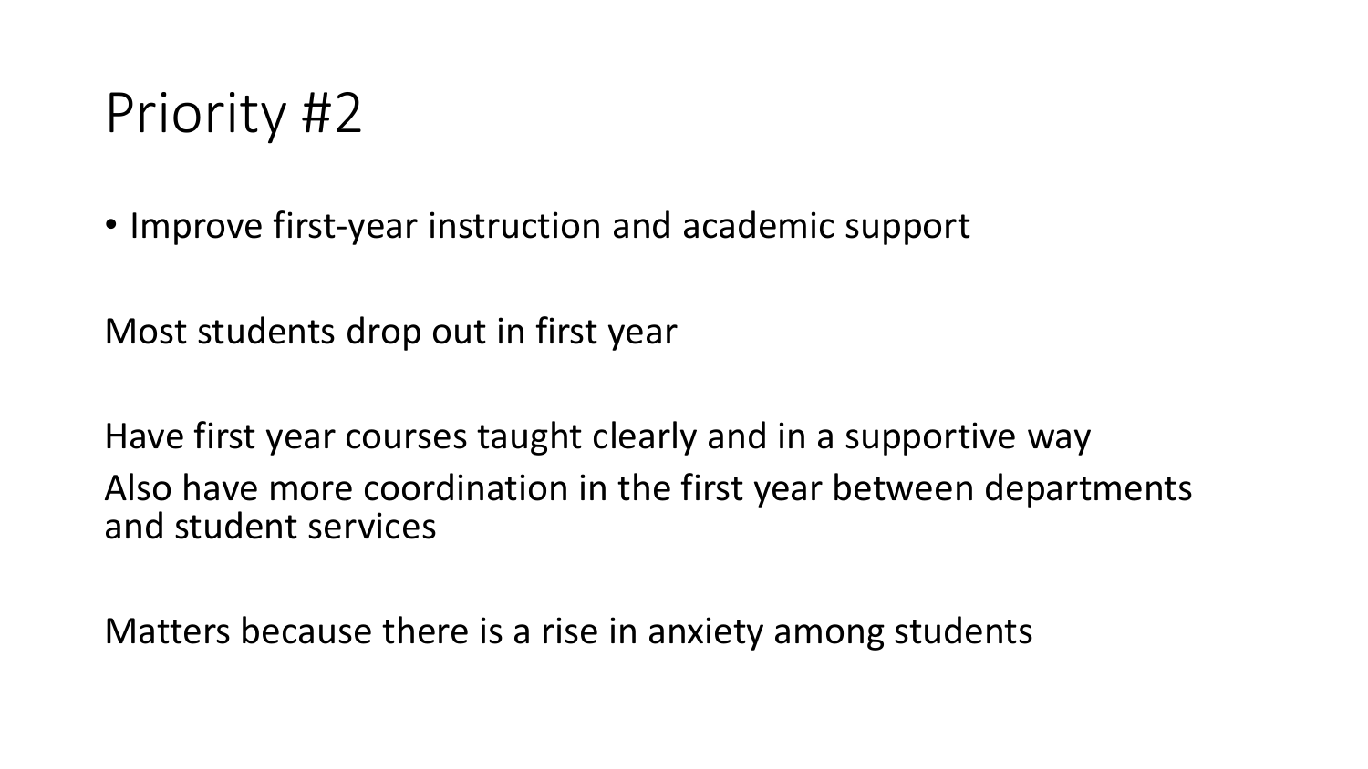# Priority #2

- Improve first-year instruction and academic support

Most students drop out in first year

Have first year courses taught clearly and in a supportive way

Also have more coordination in the first year between departments and student services

Matters because there is a rise in anxiety among students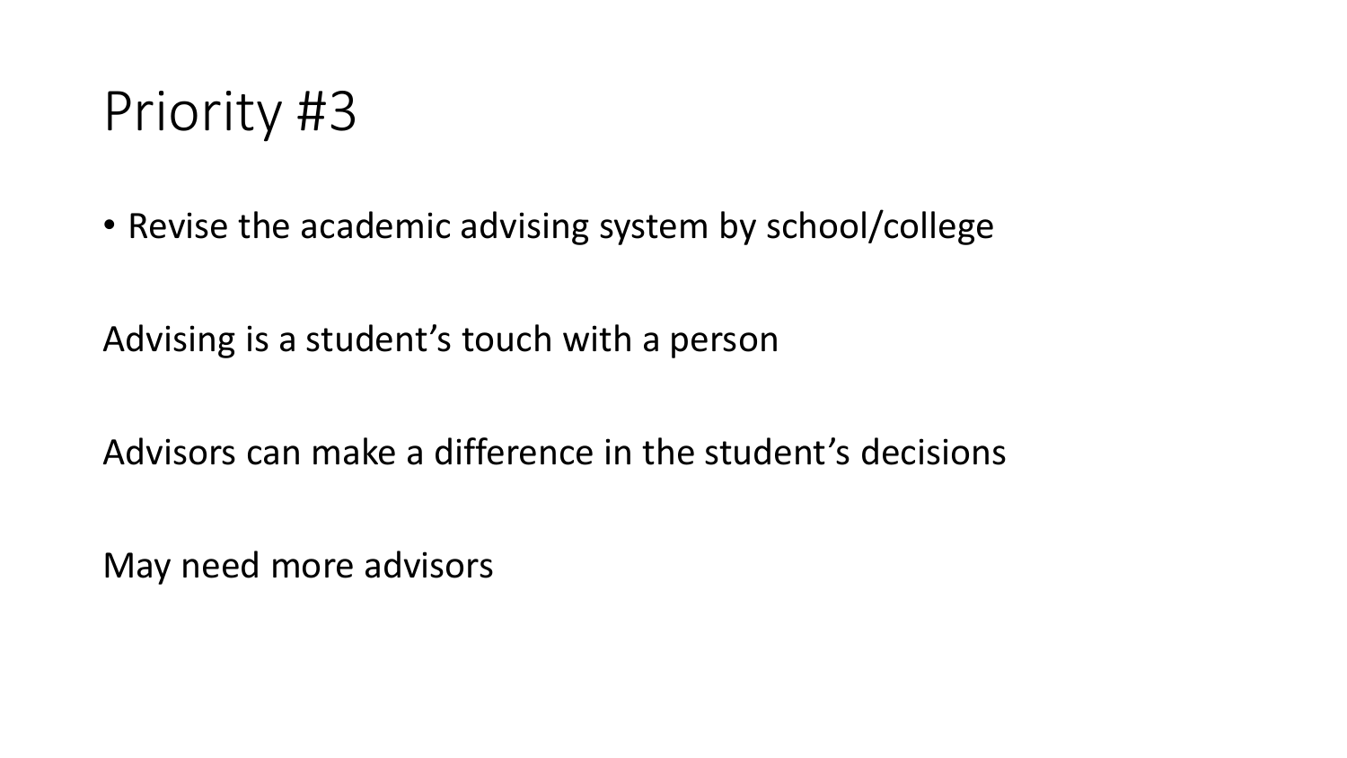# Priority #3

- Revise the academic advising system by school/college

Advising is a student's touch with a person

Advisors can make a difference in the student's decisions

May need more advisors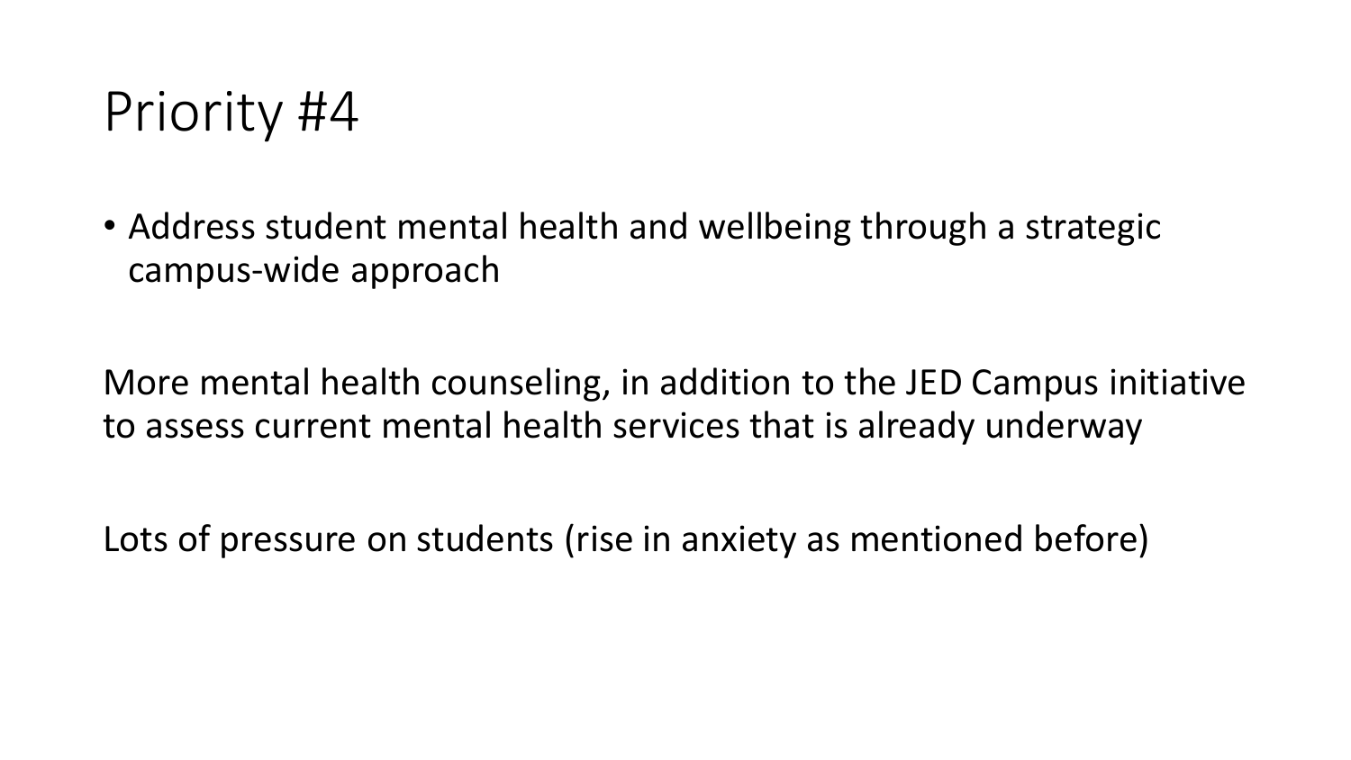# Priority #4

- Address student mental health and wellbeing through a strategic campus-wide approach

More mental health counseling, in addition to the JED Campus initiative to assess current mental health services that is already underway

Lots of pressure on students (rise in anxiety as mentioned before)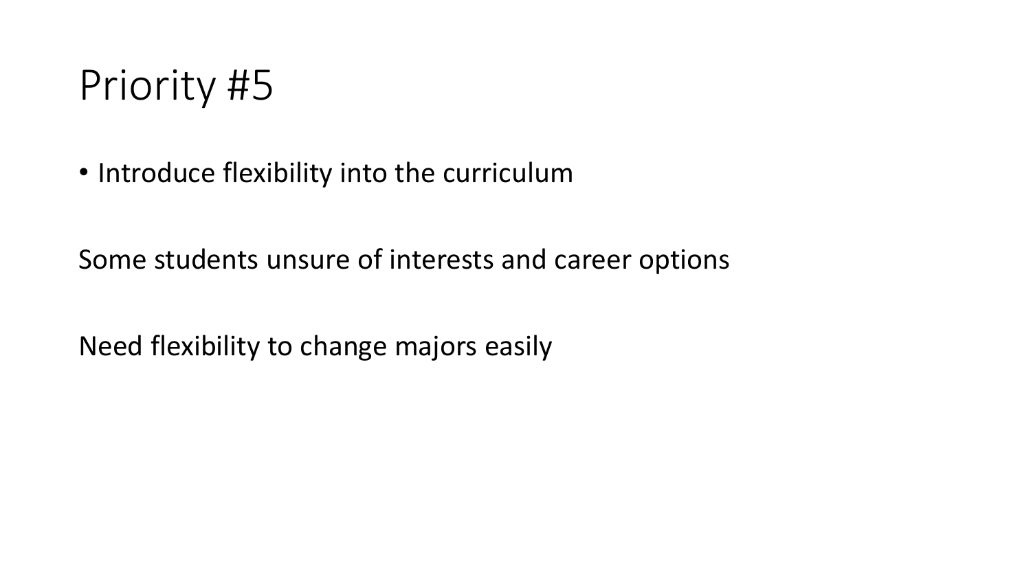# Priority #5

- Introduce flexibility into the curriculum

Some students unsure of interests and career options

Need flexibility to change majors easily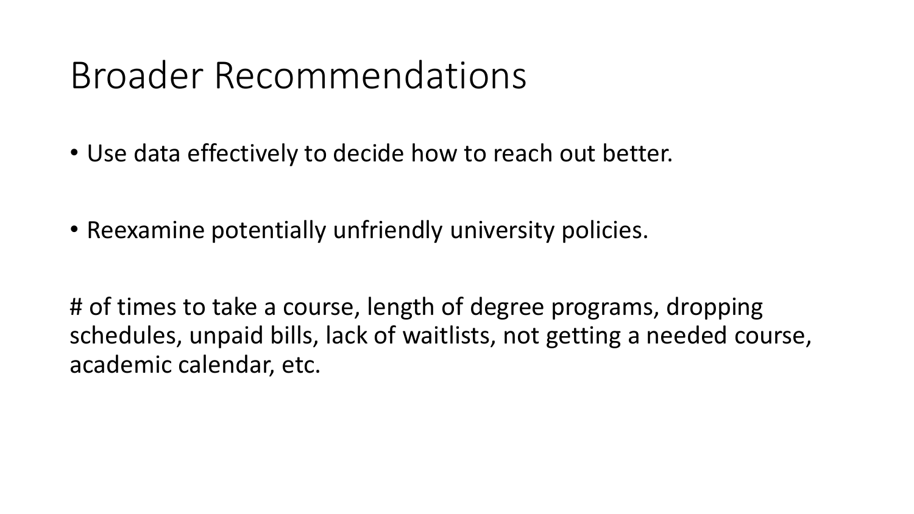# Broader Recommendations

- Use data effectively to decide how to reach out better.
- Reexamine potentially unfriendly university policies.

# of times to take a course, length of degree programs, dropping schedules, unpaid bills, lack of waitlists, not getting a needed course, academic calendar, etc.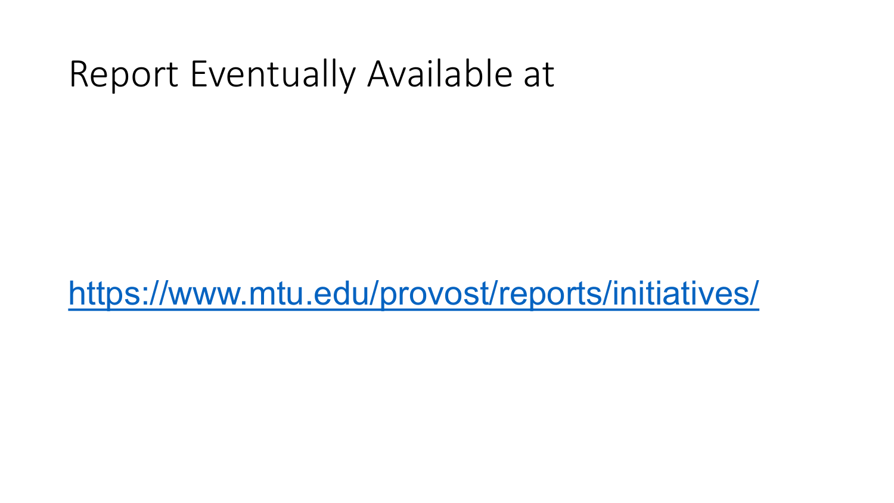# Report Eventually Available at

https://www.mtu.edu/provost/reports/initiatives/